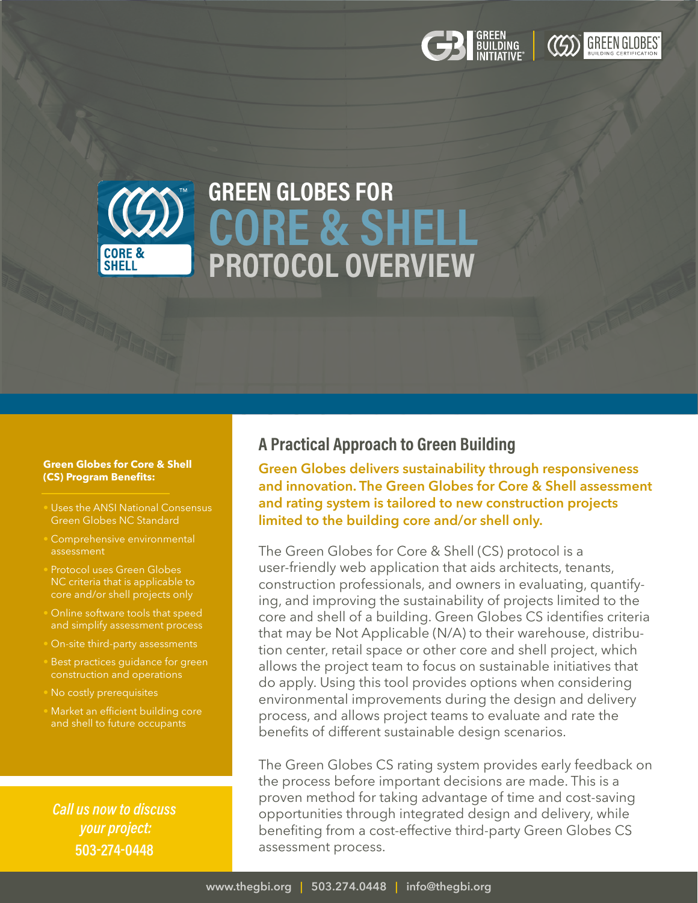# GREEN GLOBES FOR CORE & SHELL PROTOCOL OVERVIEW

**Green Globes for Core & Shell (CS) Program Benefits:**

- Uses the ANSI National Consensus Green Globes NC Standard
- Comprehensive environmental assessment
- Protocol uses Green Globes NC criteria that is applicable to core and/or shell projects only
- Online software tools that speed and simplify assessment process
- On-site third-party assessments
- Best practices guidance for green construction and operations
- No costly prerequisites
- Market an efficient building core and shell to future occupants

*Call us now to discuss your project:*
**503-274-0448**

## A Practical Approach to Green Building

**Green Globes delivers sustainability through responsiveness and innovation. The Green Globes for Core & Shell assessment and rating system is tailored to new construction projects limited to the building core and/or shell only.**

The Green Globes for Core & Shell (CS) protocol is a user-friendly web application that aids architects, tenants, construction professionals, and owners in evaluating, quantifying, and improving the sustainability of projects limited to the core and shell of a building. Green Globes CS identifies criteria that may be Not Applicable (N/A) to their warehouse, distribution center, retail space or other core and shell project, which allows the project team to focus on sustainable initiatives that do apply. Using this tool provides options when considering environmental improvements during the design and delivery process, and allows project teams to evaluate and rate the benefits of different sustainable design scenarios.

The Green Globes CS rating system provides early feedback on the process before important decisions are made. This is a proven method for taking advantage of time and cost-saving opportunities through integrated design and delivery, while benefiting from a cost-effective third-party Green Globes CS assessment process.

www.thegbi.org | 503.274.0448 | info@thegbi.org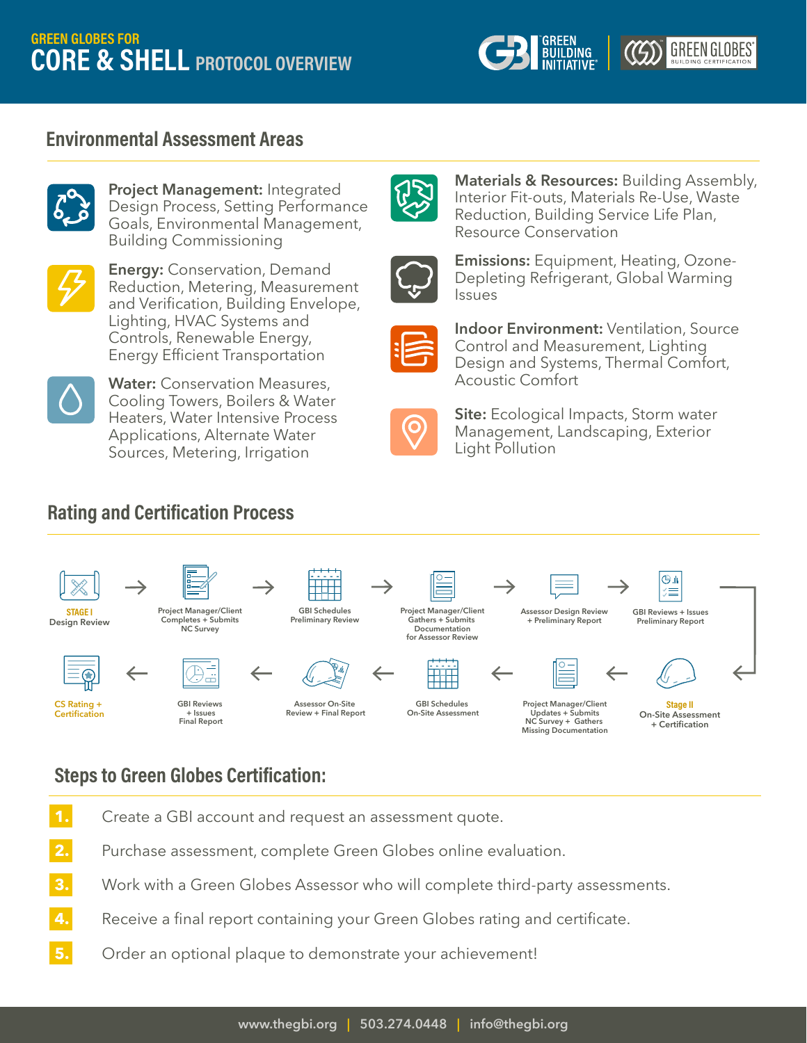GREEN GLOBES FOR

# CORE & SHELL PROTOCOL OVERVIEW

## Environmental Assessment Areas

**Project Management:** Integrated Design Process, Setting Performance Goals, Environmental Management, Building Commissioning

**Energy:** Conservation, Demand Reduction, Metering, Measurement and Verification, Building Envelope, Lighting, HVAC Systems and Controls, Renewable Energy, Energy Efficient Transportation

**Water:** Conservation Measures, Cooling Towers, Boilers & Water Heaters, Water Intensive Process Applications, Alternate Water Sources, Metering, Irrigation

**Materials & Resources:** Building Assembly, Interior Fit-outs, Materials Re-Use, Waste Reduction, Building Service Life Plan, Resource Conservation

**Emissions:** Equipment, Heating, Ozone-Depleting Refrigerant, Global Warming Issues

**Indoor Environment:** Ventilation, Source Control and Measurement, Lighting Design and Systems, Thermal Comfort, Acoustic Comfort

**Site:** Ecological Impacts, Storm water Management, Landscaping, Exterior Light Pollution

## Rating and Certification Process

STAGE I
Design Review

Project Manager/Client Completes + Submits NC Survey

GBI Schedules Preliminary Review

Project Manager/Client Gathers + Submits Documentation for Assessor Review

Assessor Design Review + Preliminary Report

GBI Reviews + Issues Preliminary Report

Stage II
On-Site Assessment + Certification

Project Manager/Client Updates + Submits NC Survey + Gathers Missing Documentation

GBI Schedules On-Site Assessment

Assessor On-Site Review + Final Report

GBI Reviews + Issues Final Report

CS Rating + Certification

## Steps to Green Globes Certification:

1. Create a GBI account and request an assessment quote.
2. Purchase assessment, complete Green Globes online evaluation.
3. Work with a Green Globes Assessor who will complete third-party assessments.
4. Receive a final report containing your Green Globes rating and certificate.
5. Order an optional plaque to demonstrate your achievement!

www.thegbi.org | 503.274.0448 | info@thegbi.org